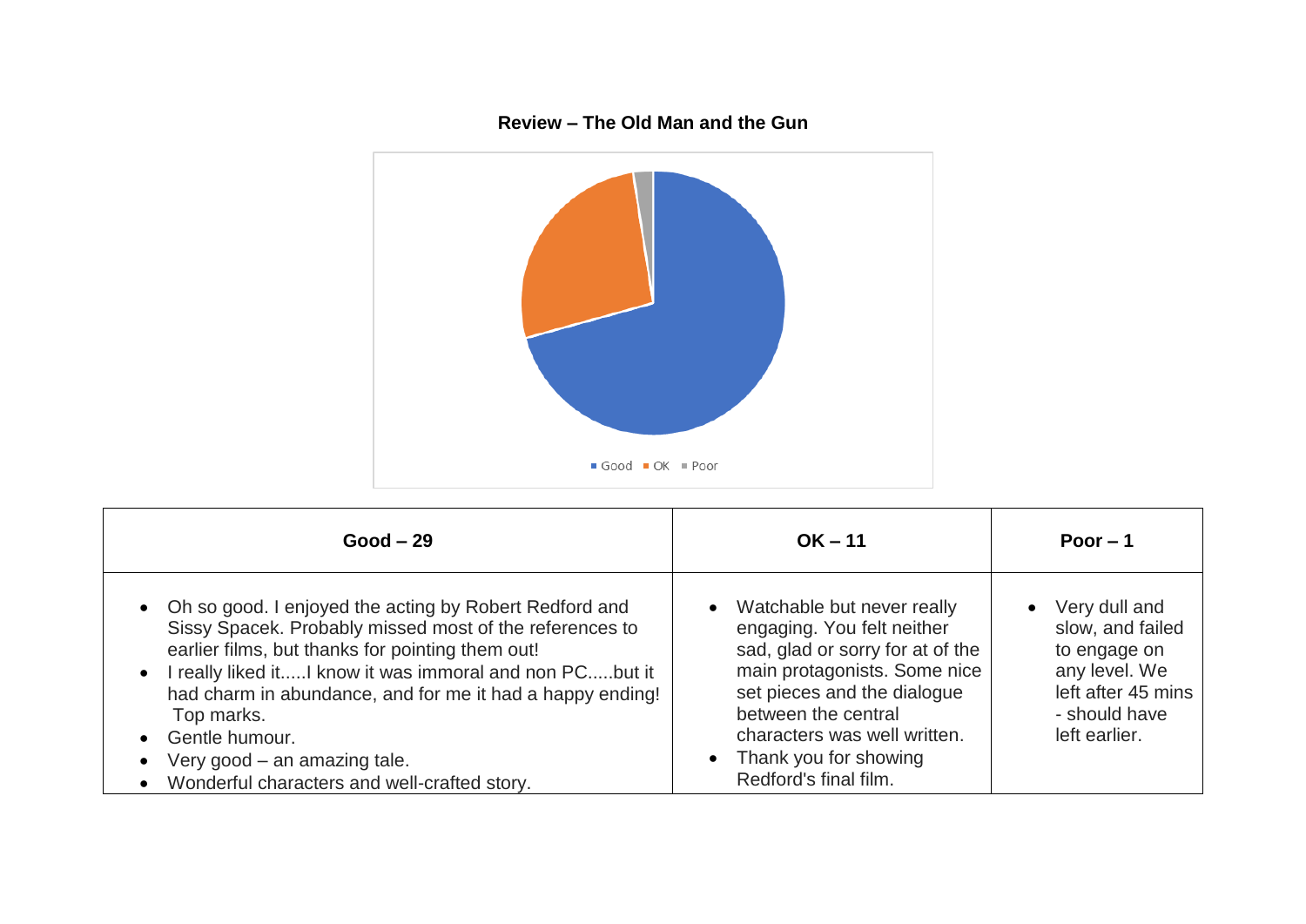**Review – The Old Man and the Gun**

Good OK Poor

| Good – 29 | OK – 11 | Poor – 1 |
| --- | --- | --- |
| • Oh so good. I enjoyed the acting by Robert Redford and Sissy Spacek. Probably missed most of the references to earlier films, but thanks for pointing them out!<br>• I really liked it.....I know it was immoral and non PC.....but it had charm in abundance, and for me it had a happy ending! Top marks.<br>• Gentle humour.<br>• Very good – an amazing tale.<br>• Wonderful characters and well-crafted story. | • Watchable but never really engaging. You felt neither sad, glad or sorry for at of the main protagonists. Some nice set pieces and the dialogue between the central characters was well written.<br>• Thank you for showing Redford's final film. | • Very dull and slow, and failed to engage on any level. We left after 45 mins - should have left earlier. |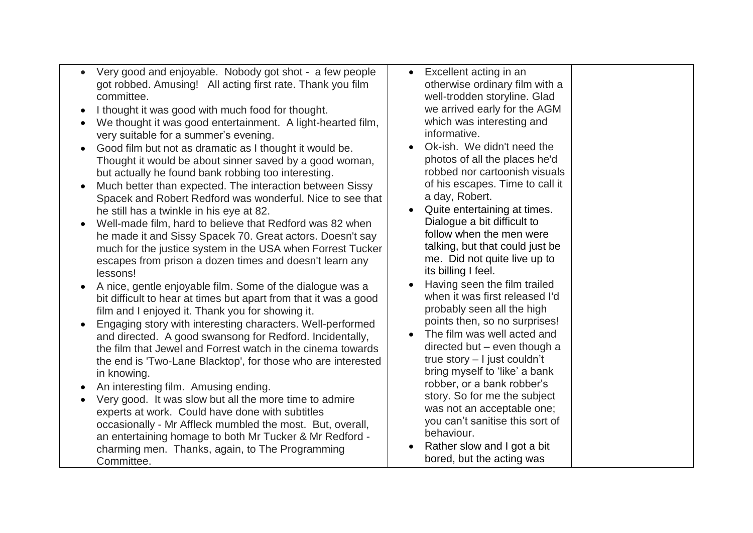| | | |
|---|---|---|
| • Very good and enjoyable. Nobody got shot - a few people got robbed. Amusing! All acting first rate. Thank you film committee.<br>• I thought it was good with much food for thought.<br>• We thought it was good entertainment. A light-hearted film, very suitable for a summer's evening.<br>• Good film but not as dramatic as I thought it would be. Thought it would be about sinner saved by a good woman, but actually he found bank robbing too interesting.<br>• Much better than expected. The interaction between Sissy Spacek and Robert Redford was wonderful. Nice to see that he still has a twinkle in his eye at 82.<br>• Well-made film, hard to believe that Redford was 82 when he made it and Sissy Spacek 70. Great actors. Doesn't say much for the justice system in the USA when Forrest Tucker escapes from prison a dozen times and doesn't learn any lessons!<br>• A nice, gentle enjoyable film. Some of the dialogue was a bit difficult to hear at times but apart from that it was a good film and I enjoyed it. Thank you for showing it.<br>• Engaging story with interesting characters. Well-performed and directed. A good swansong for Redford. Incidentally, the film that Jewel and Forrest watch in the cinema towards the end is 'Two-Lane Blacktop', for those who are interested in knowing.<br>• An interesting film. Amusing ending.<br>• Very good. It was slow but all the more time to admire experts at work. Could have done with subtitles occasionally - Mr Affleck mumbled the most. But, overall, an entertaining homage to both Mr Tucker & Mr Redford - charming men. Thanks, again, to The Programming Committee. | • Excellent acting in an otherwise ordinary film with a well-trodden storyline. Glad we arrived early for the AGM which was interesting and informative.<br>• Ok-ish. We didn't need the photos of all the places he'd robbed nor cartoonish visuals of his escapes. Time to call it a day, Robert.<br>• Quite entertaining at times. Dialogue a bit difficult to follow when the men were talking, but that could just be me. Did not quite live up to its billing I feel.<br>• Having seen the film trailed when it was first released I'd probably seen all the high points then, so no surprises!<br>• The film was well acted and directed but – even though a true story – I just couldn't bring myself to 'like' a bank robber, or a bank robber's story. So for me the subject was not an acceptable one; you can't sanitise this sort of behaviour.<br>• Rather slow and I got a bit bored, but the acting was | |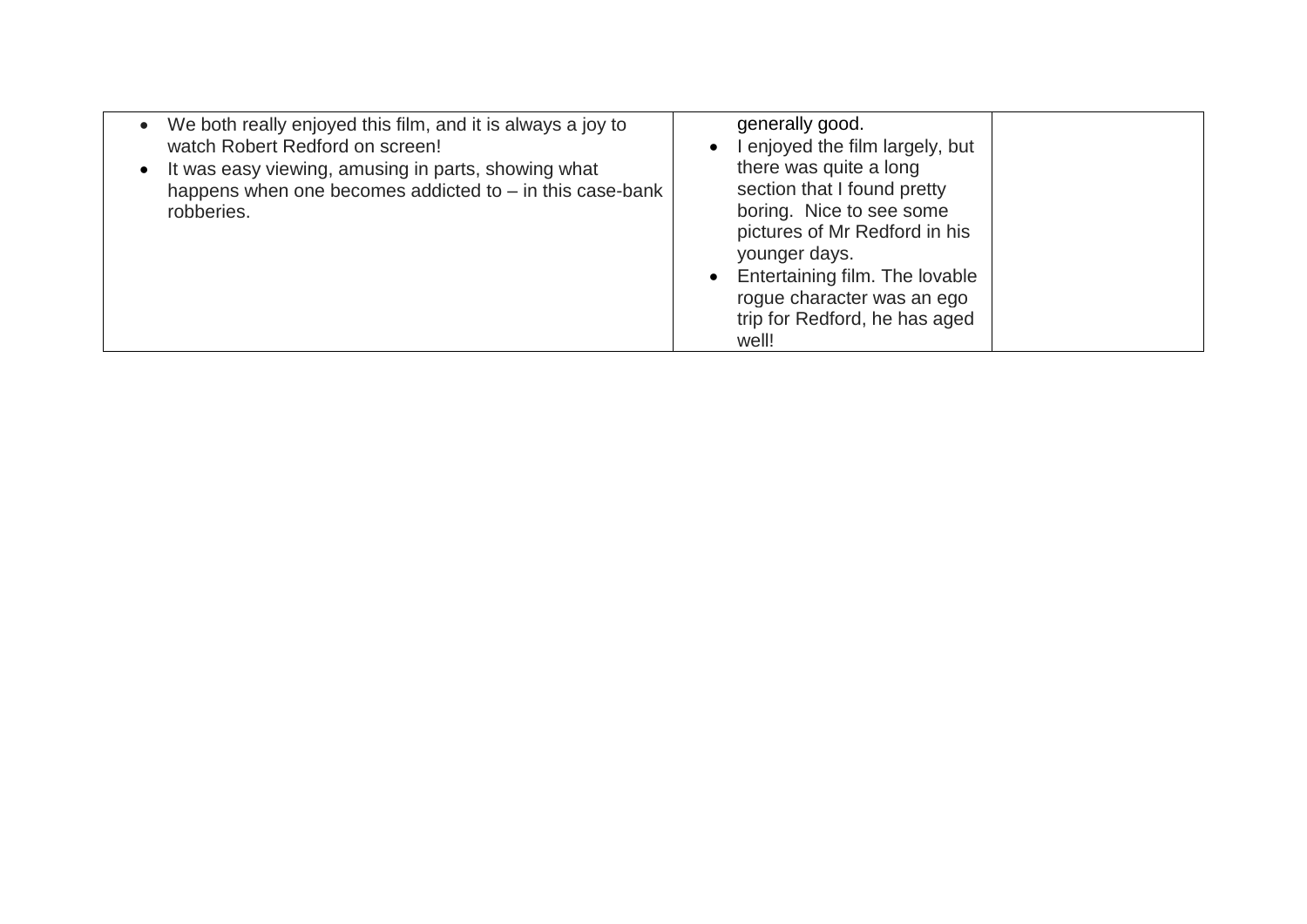| | | |
|---|---|---|
| • We both really enjoyed this film, and it is always a joy to watch Robert Redford on screen!<br>• It was easy viewing, amusing in parts, showing what happens when one becomes addicted to – in this case-bank robberies. | generally good.<br>• I enjoyed the film largely, but there was quite a long section that I found pretty boring. Nice to see some pictures of Mr Redford in his younger days.<br>• Entertaining film. The lovable rogue character was an ego trip for Redford, he has aged well! | |